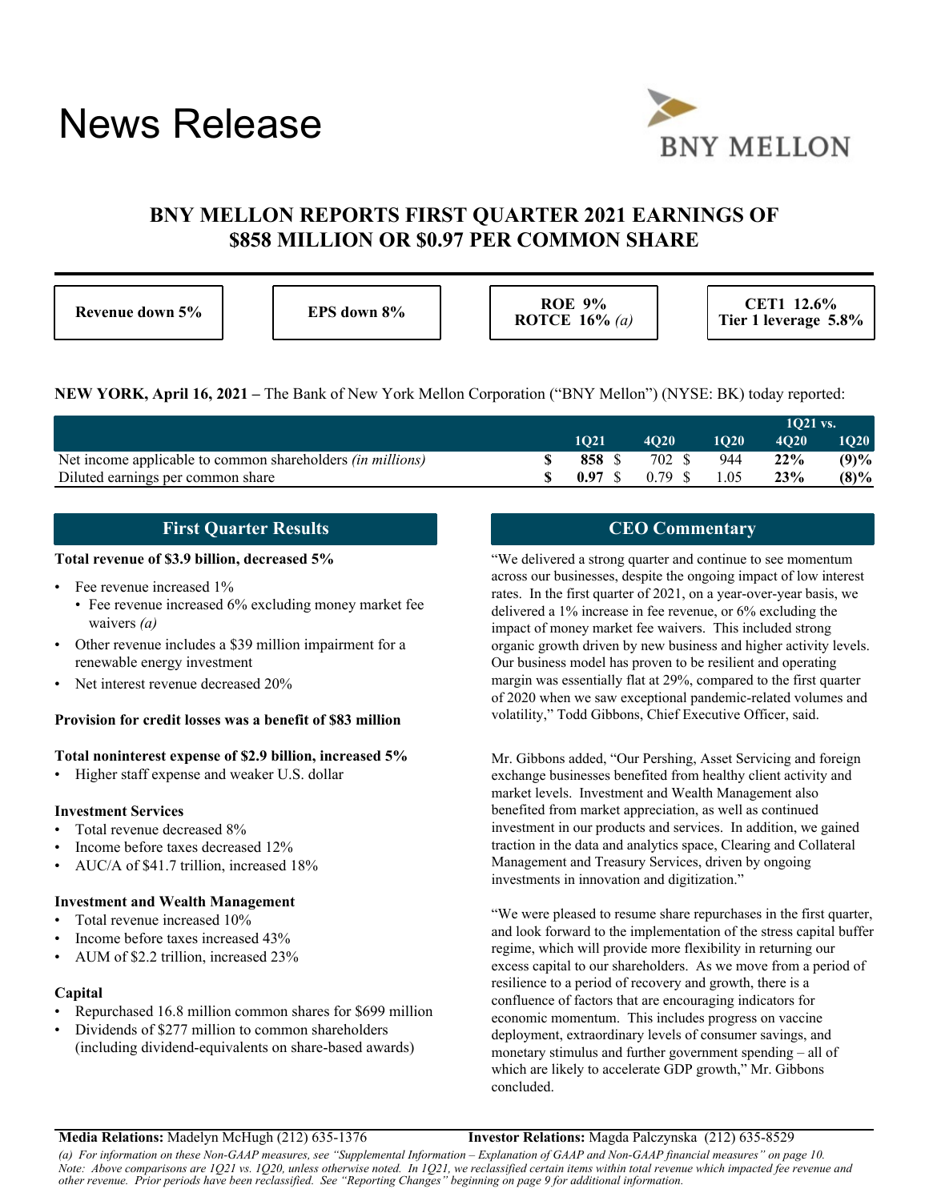# News Release

BNY MELLON

## BNY MELLON REPORTS FIRST QUARTER 2021 EARNINGS OF $858 MILLION OR $0.97 PER COMMON SHARE

| Revenue down 5% | EPS down 8% | ROE 9% ROTCE 16% *(a)* | CET1 12.6% Tier 1 leverage 5.8% |
|---|---|---|---|

**NEW YORK, April 16, 2021 –** The Bank of New York Mellon Corporation ("BNY Mellon") (NYSE: BK) today reported:

| | | | | 1Q21 vs. | |
|---|---|---|---|---|---|
| | 1Q21 | 4Q20 | 1Q20 | 4Q20 | 1Q20 |
| Net income applicable to common shareholders *(in millions)* | **$ 858** | $ 702 | $ 944 | **22%** | **(9)%** |
| Diluted earnings per common share | **$ 0.97** | $ 0.79 | $ 1.05 | **23%** | **(8)%** |

## First Quarter Results

**Total revenue of $3.9 billion, decreased 5%**

- Fee revenue increased 1%
  - Fee revenue increased 6% excluding money market fee waivers *(a)*
- Other revenue includes a $39 million impairment for a renewable energy investment
- Net interest revenue decreased 20%

**Provision for credit losses was a benefit of $83 million**

**Total noninterest expense of $2.9 billion, increased 5%**

- Higher staff expense and weaker U.S. dollar

**Investment Services**

- Total revenue decreased 8%
- Income before taxes decreased 12%
- AUC/A of $41.7 trillion, increased 18%

**Investment and Wealth Management**

- Total revenue increased 10%
- Income before taxes increased 43%
- AUM of $2.2 trillion, increased 23%

**Capital**

- Repurchased 16.8 million common shares for $699 million
- Dividends of $277 million to common shareholders (including dividend-equivalents on share-based awards)

## CEO Commentary

"We delivered a strong quarter and continue to see momentum across our businesses, despite the ongoing impact of low interest rates. In the first quarter of 2021, on a year-over-year basis, we delivered a 1% increase in fee revenue, or 6% excluding the impact of money market fee waivers. This included strong organic growth driven by new business and higher activity levels. Our business model has proven to be resilient and operating margin was essentially flat at 29%, compared to the first quarter of 2020 when we saw exceptional pandemic-related volumes and volatility," Todd Gibbons, Chief Executive Officer, said.

Mr. Gibbons added, "Our Pershing, Asset Servicing and foreign exchange businesses benefited from healthy client activity and market levels. Investment and Wealth Management also benefited from market appreciation, as well as continued investment in our products and services. In addition, we gained traction in the data and analytics space, Clearing and Collateral Management and Treasury Services, driven by ongoing investments in innovation and digitization."

"We were pleased to resume share repurchases in the first quarter, and look forward to the implementation of the stress capital buffer regime, which will provide more flexibility in returning our excess capital to our shareholders. As we move from a period of resilience to a period of recovery and growth, there is a confluence of factors that are encouraging indicators for economic momentum. This includes progress on vaccine deployment, extraordinary levels of consumer savings, and monetary stimulus and further government spending – all of which are likely to accelerate GDP growth," Mr. Gibbons concluded.

**Media Relations:** Madelyn McHugh (212) 635-1376 **Investor Relations:** Magda Palczynska (212) 635-8529

*(a) For information on these Non-GAAP measures, see "Supplemental Information – Explanation of GAAP and Non-GAAP financial measures" on page 10.*
*Note: Above comparisons are 1Q21 vs. 1Q20, unless otherwise noted. In 1Q21, we reclassified certain items within total revenue which impacted fee revenue and other revenue. Prior periods have been reclassified. See "Reporting Changes" beginning on page 9 for additional information.*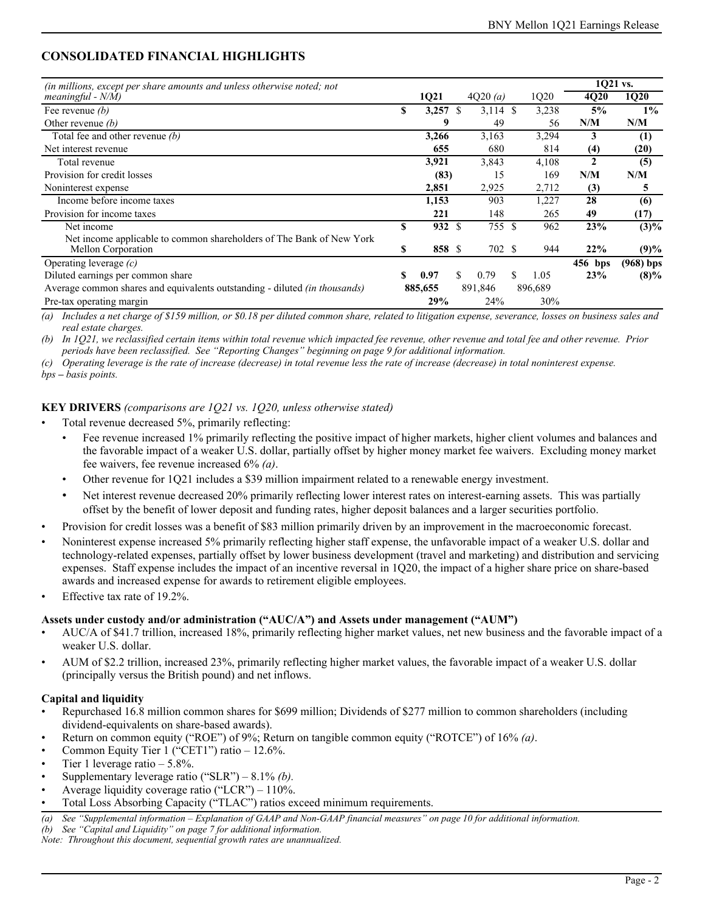## CONSOLIDATED FINANCIAL HIGHLIGHTS

| *(in millions, except per share amounts and unless otherwise noted; not meaningful - N/M)* | 1Q21 | 4Q20 *(a)* | 1Q20 | 1Q21 vs. 4Q20 | 1Q21 vs. 1Q20 |
|---|---|---|---|---|---|
| Fee revenue *(b)* | $ **3,257** | $ 3,114 | $ 3,238 | **5%** | **1%** |
| Other revenue *(b)* | **9** | 49 | 56 | **N/M** | **N/M** |
| Total fee and other revenue *(b)* | **3,266** | 3,163 | 3,294 | **3** | **(1)** |
| Net interest revenue | **655** | 680 | 814 | **(4)** | **(20)** |
| Total revenue | **3,921** | 3,843 | 4,108 | **2** | **(5)** |
| Provision for credit losses | **(83)** | 15 | 169 | **N/M** | **N/M** |
| Noninterest expense | **2,851** | 2,925 | 2,712 | **(3)** | **5** |
| Income before income taxes | **1,153** | 903 | 1,227 | **28** | **(6)** |
| Provision for income taxes | **221** | 148 | 265 | **49** | **(17)** |
| Net income | $ **932** | $ 755 | $ 962 | **23%** | **(3)%** |
| Net income applicable to common shareholders of The Bank of New York Mellon Corporation | $ **858** | $ 702 | $ 944 | **22%** | **(9)%** |
| Operating leverage *(c)* | | | | **456 bps** | **(968) bps** |
| Diluted earnings per common share | $ **0.97** | $ 0.79 | $ 1.05 | **23%** | **(8)%** |
| Average common shares and equivalents outstanding - diluted *(in thousands)* | **885,655** | 891,846 | 896,689 | | |
| Pre-tax operating margin | **29%** | 24% | 30% | | |

*(a) Includes a net charge of $159 million, or $0.18 per diluted common share, related to litigation expense, severance, losses on business sales and real estate charges.*

*(b) In 1Q21, we reclassified certain items within total revenue which impacted fee revenue, other revenue and total fee and other revenue. Prior periods have been reclassified. See "Reporting Changes" beginning on page 9 for additional information.*

*(c) Operating leverage is the rate of increase (decrease) in total revenue less the rate of increase (decrease) in total noninterest expense.*

*bps – basis points.*

**KEY DRIVERS** *(comparisons are 1Q21 vs. 1Q20, unless otherwise stated)*

- Total revenue decreased 5%, primarily reflecting:
  - Fee revenue increased 1% primarily reflecting the positive impact of higher markets, higher client volumes and balances and the favorable impact of a weaker U.S. dollar, partially offset by higher money market fee waivers. Excluding money market fee waivers, fee revenue increased 6% *(a)*.
  - Other revenue for 1Q21 includes a $39 million impairment related to a renewable energy investment.
  - Net interest revenue decreased 20% primarily reflecting lower interest rates on interest-earning assets. This was partially offset by the benefit of lower deposit and funding rates, higher deposit balances and a larger securities portfolio.
- Provision for credit losses was a benefit of $83 million primarily driven by an improvement in the macroeconomic forecast.
- Noninterest expense increased 5% primarily reflecting higher staff expense, the unfavorable impact of a weaker U.S. dollar and technology-related expenses, partially offset by lower business development (travel and marketing) and distribution and servicing expenses. Staff expense includes the impact of an incentive reversal in 1Q20, the impact of a higher share price on share-based awards and increased expense for awards to retirement eligible employees.
- Effective tax rate of 19.2%.

**Assets under custody and/or administration ("AUC/A") and Assets under management ("AUM")**

- AUC/A of $41.7 trillion, increased 18%, primarily reflecting higher market values, net new business and the favorable impact of a weaker U.S. dollar.
- AUM of $2.2 trillion, increased 23%, primarily reflecting higher market values, the favorable impact of a weaker U.S. dollar (principally versus the British pound) and net inflows.

**Capital and liquidity**

- Repurchased 16.8 million common shares for $699 million; Dividends of $277 million to common shareholders (including dividend-equivalents on share-based awards).
- Return on common equity ("ROE") of 9%; Return on tangible common equity ("ROTCE") of 16% *(a)*.
- Common Equity Tier 1 ("CET1") ratio – 12.6%.
- Tier 1 leverage ratio – 5.8%.
- Supplementary leverage ratio ("SLR") – 8.1% *(b)*.
- Average liquidity coverage ratio ("LCR") – 110%.
- Total Loss Absorbing Capacity ("TLAC") ratios exceed minimum requirements.

*(a) See "Supplemental information – Explanation of GAAP and Non-GAAP financial measures" on page 10 for additional information.*

*(b) See "Capital and Liquidity" on page 7 for additional information.*

*Note: Throughout this document, sequential growth rates are unannualized.*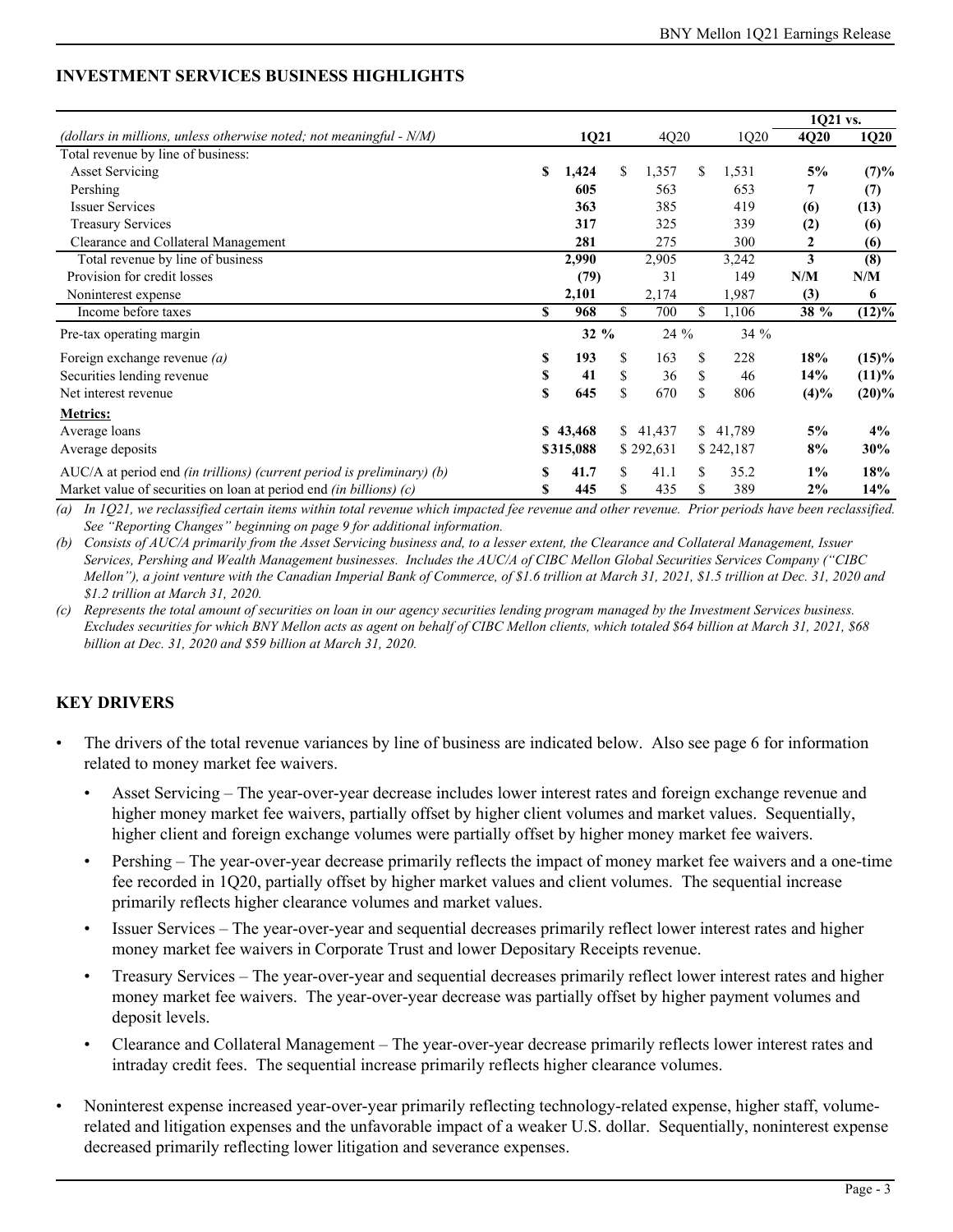## INVESTMENT SERVICES BUSINESS HIGHLIGHTS

| *(dollars in millions, unless otherwise noted; not meaningful - N/M)* | 1Q21 | 4Q20 | 1Q20 | 1Q21 vs. 4Q20 | 1Q21 vs. 1Q20 |
|---|---|---|---|---|---|
| Total revenue by line of business: | | | | | |
| Asset Servicing | **$ 1,424** | $ 1,357 | $ 1,531 | **5%** | **(7)%** |
| Pershing | **605** | 563 | 653 | **7** | **(7)** |
| Issuer Services | **363** | 385 | 419 | **(6)** | **(13)** |
| Treasury Services | **317** | 325 | 339 | **(2)** | **(6)** |
| Clearance and Collateral Management | **281** | 275 | 300 | **2** | **(6)** |
| Total revenue by line of business | **2,990** | 2,905 | 3,242 | **3** | **(8)** |
| Provision for credit losses | **(79)** | 31 | 149 | **N/M** | **N/M** |
| Noninterest expense | **2,101** | 2,174 | 1,987 | **(3)** | **6** |
| Income before taxes | **$ 968** | $ 700 | $ 1,106 | **38 %** | **(12)%** |
| Pre-tax operating margin | **32 %** | 24 % | 34 % | | |
| Foreign exchange revenue *(a)* | **$ 193** | $ 163 | $ 228 | **18%** | **(15)%** |
| Securities lending revenue | **$ 41** | $ 36 | $ 46 | **14%** | **(11)%** |
| Net interest revenue | **$ 645** | $ 670 | $ 806 | **(4)%** | **(20)%** |
| **Metrics:** | | | | | |
| Average loans | **$ 43,468** | $ 41,437 | $ 41,789 | **5%** | **4%** |
| Average deposits | **$315,088** | $ 292,631 | $ 242,187 | **8%** | **30%** |
| AUC/A at period end *(in trillions) (current period is preliminary) (b)* | **$ 41.7** | $ 41.1 | $ 35.2 | **1%** | **18%** |
| Market value of securities on loan at period end *(in billions) (c)* | **$ 445** | $ 435 | $ 389 | **2%** | **14%** |

*(a) In 1Q21, we reclassified certain items within total revenue which impacted fee revenue and other revenue. Prior periods have been reclassified. See "Reporting Changes" beginning on page 9 for additional information.*

*(b) Consists of AUC/A primarily from the Asset Servicing business and, to a lesser extent, the Clearance and Collateral Management, Issuer Services, Pershing and Wealth Management businesses. Includes the AUC/A of CIBC Mellon Global Securities Services Company ("CIBC Mellon"), a joint venture with the Canadian Imperial Bank of Commerce, of $1.6 trillion at March 31, 2021, $1.5 trillion at Dec. 31, 2020 and $1.2 trillion at March 31, 2020.*

*(c) Represents the total amount of securities on loan in our agency securities lending program managed by the Investment Services business. Excludes securities for which BNY Mellon acts as agent on behalf of CIBC Mellon clients, which totaled $64 billion at March 31, 2021, $68 billion at Dec. 31, 2020 and $59 billion at March 31, 2020.*

## KEY DRIVERS

- The drivers of the total revenue variances by line of business are indicated below. Also see page 6 for information related to money market fee waivers.
  - Asset Servicing – The year-over-year decrease includes lower interest rates and foreign exchange revenue and higher money market fee waivers, partially offset by higher client volumes and market values. Sequentially, higher client and foreign exchange volumes were partially offset by higher money market fee waivers.
  - Pershing – The year-over-year decrease primarily reflects the impact of money market fee waivers and a one-time fee recorded in 1Q20, partially offset by higher market values and client volumes. The sequential increase primarily reflects higher clearance volumes and market values.
  - Issuer Services – The year-over-year and sequential decreases primarily reflect lower interest rates and higher money market fee waivers in Corporate Trust and lower Depositary Receipts revenue.
  - Treasury Services – The year-over-year and sequential decreases primarily reflect lower interest rates and higher money market fee waivers. The year-over-year decrease was partially offset by higher payment volumes and deposit levels.
  - Clearance and Collateral Management – The year-over-year decrease primarily reflects lower interest rates and intraday credit fees. The sequential increase primarily reflects higher clearance volumes.
- Noninterest expense increased year-over-year primarily reflecting technology-related expense, higher staff, volume-related and litigation expenses and the unfavorable impact of a weaker U.S. dollar. Sequentially, noninterest expense decreased primarily reflecting lower litigation and severance expenses.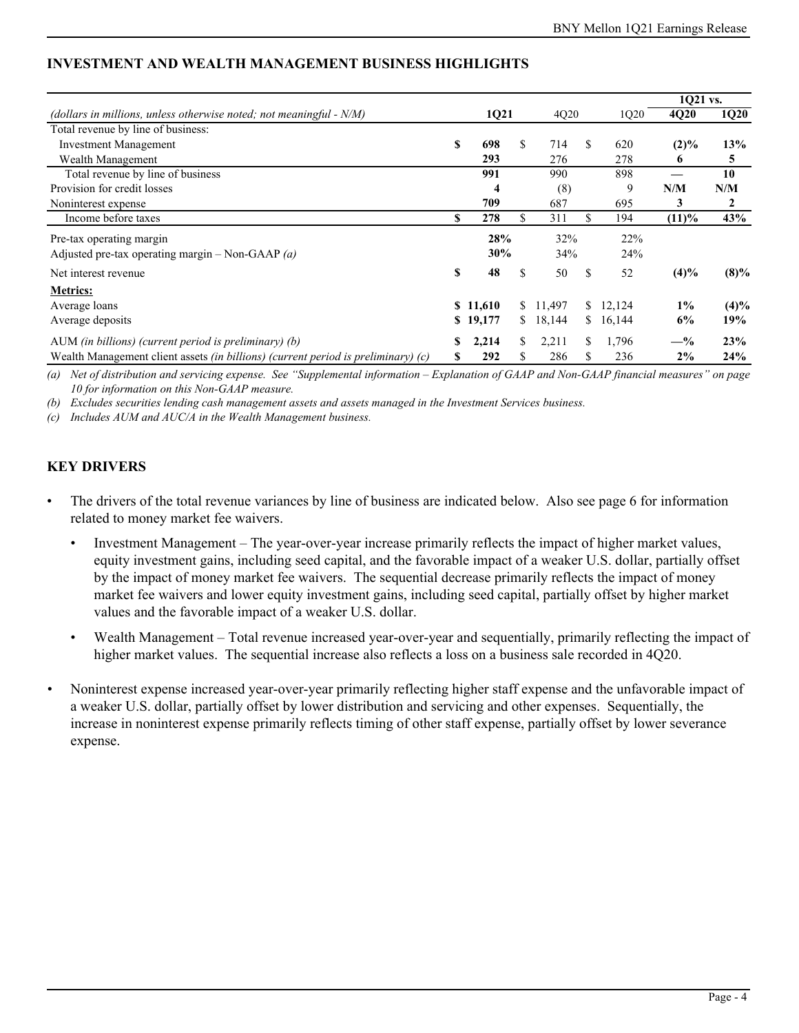## INVESTMENT AND WEALTH MANAGEMENT BUSINESS HIGHLIGHTS

| *(dollars in millions, unless otherwise noted; not meaningful - N/M)* | **1Q21** | 4Q20 | 1Q20 | **1Q21 vs. 4Q20** | **1Q21 vs. 1Q20** |
|---|---|---|---|---|---|
| Total revenue by line of business: | | | | | |
| Investment Management | **$ 698** | $ 714 | $ 620 | **(2)%** | **13%** |
| Wealth Management | **293** | 276 | 278 | **6** | **5** |
| Total revenue by line of business | **991** | 990 | 898 | **—** | **10** |
| Provision for credit losses | **4** | (8) | 9 | **N/M** | **N/M** |
| Noninterest expense | **709** | 687 | 695 | **3** | **2** |
| Income before taxes | **$ 278** | $ 311 | $ 194 | **(11)%** | **43%** |
| Pre-tax operating margin | **28%** | 32% | 22% | | |
| Adjusted pre-tax operating margin – Non-GAAP *(a)* | **30%** | 34% | 24% | | |
| Net interest revenue | **$ 48** | $ 50 | $ 52 | **(4)%** | **(8)%** |
| **Metrics:** | | | | | |
| Average loans | **$ 11,610** | $ 11,497 | $ 12,124 | **1%** | **(4)%** |
| Average deposits | **$ 19,177** | $ 18,144 | $ 16,144 | **6%** | **19%** |
| AUM *(in billions) (current period is preliminary) (b)* | **$ 2,214** | $ 2,211 | $ 1,796 | **—%** | **23%** |
| Wealth Management client assets *(in billions) (current period is preliminary) (c)* | **$ 292** | $ 286 | $ 236 | **2%** | **24%** |

*(a) Net of distribution and servicing expense. See "Supplemental information – Explanation of GAAP and Non-GAAP financial measures" on page 10 for information on this Non-GAAP measure.*

*(b) Excludes securities lending cash management assets and assets managed in the Investment Services business.*

*(c) Includes AUM and AUC/A in the Wealth Management business.*

## KEY DRIVERS

- The drivers of the total revenue variances by line of business are indicated below. Also see page 6 for information related to money market fee waivers.
  - Investment Management – The year-over-year increase primarily reflects the impact of higher market values, equity investment gains, including seed capital, and the favorable impact of a weaker U.S. dollar, partially offset by the impact of money market fee waivers. The sequential decrease primarily reflects the impact of money market fee waivers and lower equity investment gains, including seed capital, partially offset by higher market values and the favorable impact of a weaker U.S. dollar.
  - Wealth Management – Total revenue increased year-over-year and sequentially, primarily reflecting the impact of higher market values. The sequential increase also reflects a loss on a business sale recorded in 4Q20.
- Noninterest expense increased year-over-year primarily reflecting higher staff expense and the unfavorable impact of a weaker U.S. dollar, partially offset by lower distribution and servicing and other expenses. Sequentially, the increase in noninterest expense primarily reflects timing of other staff expense, partially offset by lower severance expense.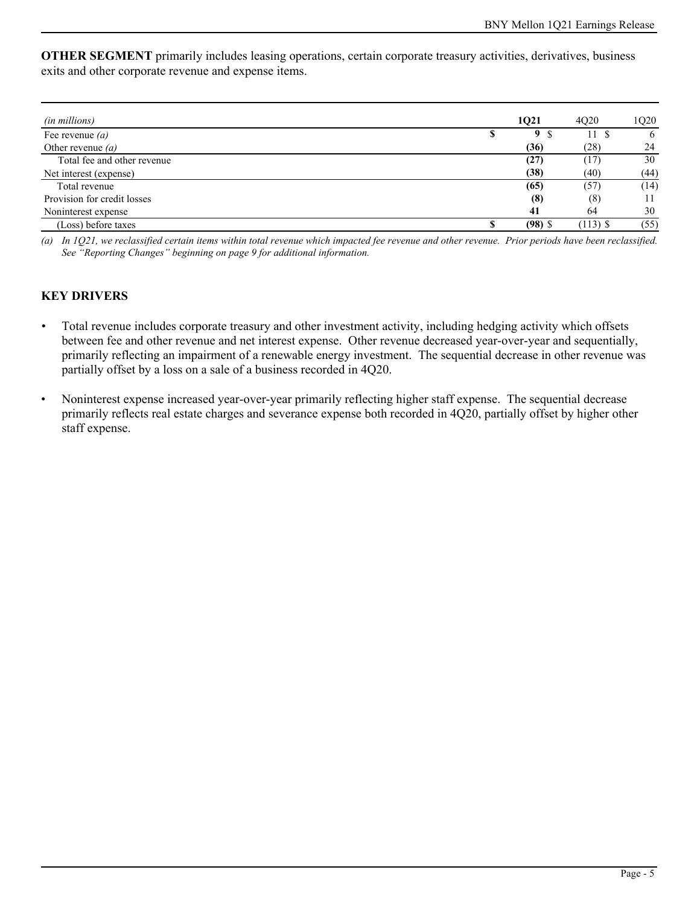**OTHER SEGMENT** primarily includes leasing operations, certain corporate treasury activities, derivatives, business exits and other corporate revenue and expense items.

| *(in millions)* | **1Q21** | 4Q20 | 1Q20 |
|---|---|---|---|
| Fee revenue *(a)* | **$ 9** | $ 11 | $ 6 |
| Other revenue *(a)* | **(36)** | (28) | 24 |
| Total fee and other revenue | **(27)** | (17) | 30 |
| Net interest (expense) | **(38)** | (40) | (44) |
| Total revenue | **(65)** | (57) | (14) |
| Provision for credit losses | **(8)** | (8) | 11 |
| Noninterest expense | **41** | 64 | 30 |
| (Loss) before taxes | **$ (98)** | $ (113) | $ (55) |

*(a) In 1Q21, we reclassified certain items within total revenue which impacted fee revenue and other revenue. Prior periods have been reclassified. See "Reporting Changes" beginning on page 9 for additional information.*

## KEY DRIVERS

- Total revenue includes corporate treasury and other investment activity, including hedging activity which offsets between fee and other revenue and net interest expense. Other revenue decreased year-over-year and sequentially, primarily reflecting an impairment of a renewable energy investment. The sequential decrease in other revenue was partially offset by a loss on a sale of a business recorded in 4Q20.
- Noninterest expense increased year-over-year primarily reflecting higher staff expense. The sequential decrease primarily reflects real estate charges and severance expense both recorded in 4Q20, partially offset by higher other staff expense.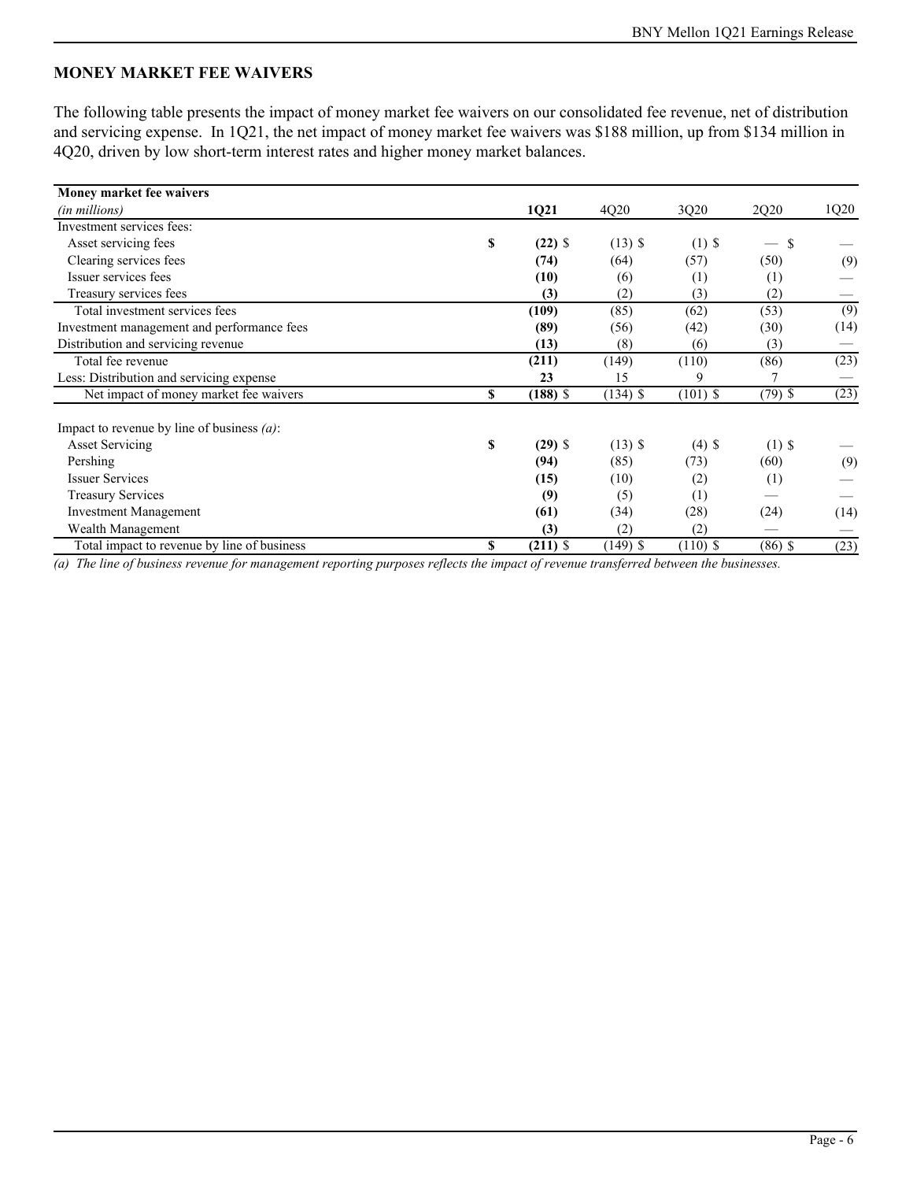## MONEY MARKET FEE WAIVERS

The following table presents the impact of money market fee waivers on our consolidated fee revenue, net of distribution and servicing expense. In 1Q21, the net impact of money market fee waivers was $188 million, up from $134 million in 4Q20, driven by low short-term interest rates and higher money market balances.

| **Money market fee waivers** *(in millions)* | **1Q21** | 4Q20 | 3Q20 | 2Q20 | 1Q20 |
|---|---|---|---|---|---|
| Investment services fees: | | | | | |
| Asset servicing fees | **$ (22)** | $ (13) | $ (1) | $ — | $ — |
| Clearing services fees | **(74)** | (64) | (57) | (50) | (9) |
| Issuer services fees | **(10)** | (6) | (1) | (1) | — |
| Treasury services fees | **(3)** | (2) | (3) | (2) | — |
| Total investment services fees | **(109)** | (85) | (62) | (53) | (9) |
| Investment management and performance fees | **(89)** | (56) | (42) | (30) | (14) |
| Distribution and servicing revenue | **(13)** | (8) | (6) | (3) | — |
| Total fee revenue | **(211)** | (149) | (110) | (86) | (23) |
| Less: Distribution and servicing expense | **23** | 15 | 9 | 7 | — |
| Net impact of money market fee waivers | **$ (188)** | $ (134) | $ (101) | $ (79) | $ (23) |
| | | | | | |
| Impact to revenue by line of business *(a)*: | | | | | |
| Asset Servicing | **$ (29)** | $ (13) | $ (4) | $ (1) | $ — |
| Pershing | **(94)** | (85) | (73) | (60) | (9) |
| Issuer Services | **(15)** | (10) | (2) | (1) | — |
| Treasury Services | **(9)** | (5) | (1) | — | — |
| Investment Management | **(61)** | (34) | (28) | (24) | (14) |
| Wealth Management | **(3)** | (2) | (2) | — | — |
| Total impact to revenue by line of business | **$ (211)** | $ (149) | $ (110) | $ (86) | $ (23) |

*(a) The line of business revenue for management reporting purposes reflects the impact of revenue transferred between the businesses.*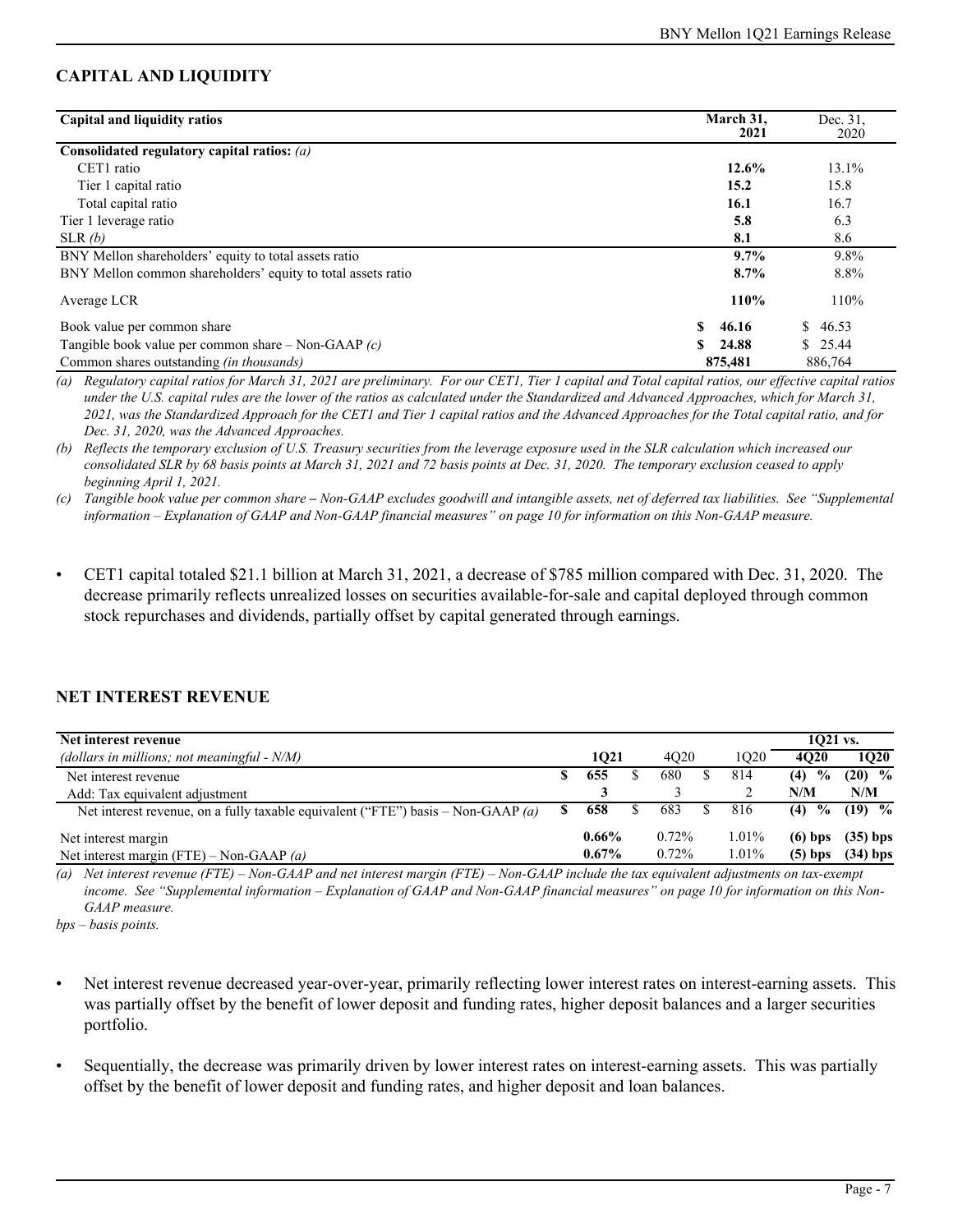## CAPITAL AND LIQUIDITY

| Capital and liquidity ratios | March 31, 2021 | Dec. 31, 2020 |
|---|---|---|
| **Consolidated regulatory capital ratios:** *(a)* | | |
| CET1 ratio | **12.6%** | 13.1% |
| Tier 1 capital ratio | **15.2** | 15.8 |
| Total capital ratio | **16.1** | 16.7 |
| Tier 1 leverage ratio | **5.8** | 6.3 |
| SLR *(b)* | **8.1** | 8.6 |
| BNY Mellon shareholders' equity to total assets ratio | **9.7%** | 9.8% |
| BNY Mellon common shareholders' equity to total assets ratio | **8.7%** | 8.8% |
| Average LCR | **110%** | 110% |
| Book value per common share | **$ 46.16** | $ 46.53 |
| Tangible book value per common share – Non-GAAP *(c)* | **$ 24.88** | $ 25.44 |
| Common shares outstanding *(in thousands)* | **875,481** | 886,764 |

*(a) Regulatory capital ratios for March 31, 2021 are preliminary. For our CET1, Tier 1 capital and Total capital ratios, our effective capital ratios under the U.S. capital rules are the lower of the ratios as calculated under the Standardized and Advanced Approaches, which for March 31, 2021, was the Standardized Approach for the CET1 and Tier 1 capital ratios and the Advanced Approaches for the Total capital ratio, and for Dec. 31, 2020, was the Advanced Approaches.*

*(b) Reflects the temporary exclusion of U.S. Treasury securities from the leverage exposure used in the SLR calculation which increased our consolidated SLR by 68 basis points at March 31, 2021 and 72 basis points at Dec. 31, 2020. The temporary exclusion ceased to apply beginning April 1, 2021.*

*(c) Tangible book value per common share – Non-GAAP excludes goodwill and intangible assets, net of deferred tax liabilities. See "Supplemental information – Explanation of GAAP and Non-GAAP financial measures" on page 10 for information on this Non-GAAP measure.*

- CET1 capital totaled $21.1 billion at March 31, 2021, a decrease of $785 million compared with Dec. 31, 2020. The decrease primarily reflects unrealized losses on securities available-for-sale and capital deployed through common stock repurchases and dividends, partially offset by capital generated through earnings.

## NET INTEREST REVENUE

| Net interest revenue | | | | 1Q21 vs. | |
|---|---|---|---|---|---|
| *(dollars in millions; not meaningful - N/M)* | **1Q21** | 4Q20 | 1Q20 | **4Q20** | **1Q20** |
| Net interest revenue | **$ 655** | $ 680 | $ 814 | **(4) %** | **(20) %** |
| Add: Tax equivalent adjustment | **3** | 3 | 2 | **N/M** | **N/M** |
| Net interest revenue, on a fully taxable equivalent ("FTE") basis – Non-GAAP *(a)* | **$ 658** | $ 683 | $ 816 | **(4) %** | **(19) %** |
| Net interest margin | **0.66%** | 0.72% | 1.01% | **(6) bps** | **(35) bps** |
| Net interest margin (FTE) – Non-GAAP *(a)* | **0.67%** | 0.72% | 1.01% | **(5) bps** | **(34) bps** |

*(a) Net interest revenue (FTE) – Non-GAAP and net interest margin (FTE) – Non-GAAP include the tax equivalent adjustments on tax-exempt income. See "Supplemental information – Explanation of GAAP and Non-GAAP financial measures" on page 10 for information on this Non-GAAP measure.*

*bps – basis points.*

- Net interest revenue decreased year-over-year, primarily reflecting lower interest rates on interest-earning assets. This was partially offset by the benefit of lower deposit and funding rates, higher deposit balances and a larger securities portfolio.
- Sequentially, the decrease was primarily driven by lower interest rates on interest-earning assets. This was partially offset by the benefit of lower deposit and funding rates, and higher deposit and loan balances.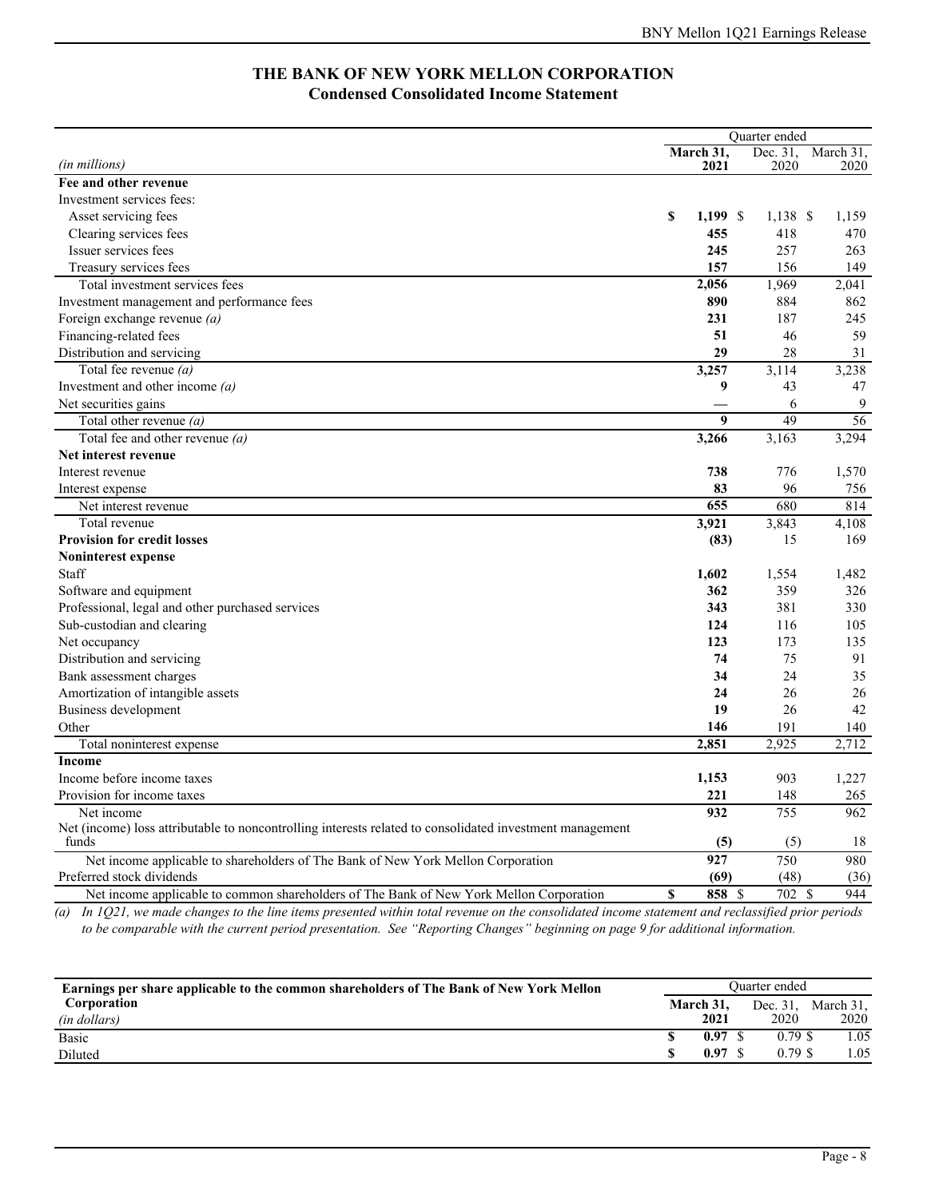# THE BANK OF NEW YORK MELLON CORPORATION
## Condensed Consolidated Income Statement

| (in millions) | Quarter ended March 31, 2021 | Dec. 31, 2020 | March 31, 2020 |
|---|---|---|---|
| **Fee and other revenue** | | | |
| Investment services fees: | | | |
| Asset servicing fees | **$ 1,199** | $ 1,138 | $ 1,159 |
| Clearing services fees | **455** | 418 | 470 |
| Issuer services fees | **245** | 257 | 263 |
| Treasury services fees | **157** | 156 | 149 |
| Total investment services fees | **2,056** | 1,969 | 2,041 |
| Investment management and performance fees | **890** | 884 | 862 |
| Foreign exchange revenue *(a)* | **231** | 187 | 245 |
| Financing-related fees | **51** | 46 | 59 |
| Distribution and servicing | **29** | 28 | 31 |
| Total fee revenue *(a)* | **3,257** | 3,114 | 3,238 |
| Investment and other income *(a)* | **9** | 43 | 47 |
| Net securities gains | **—** | 6 | 9 |
| Total other revenue *(a)* | **9** | 49 | 56 |
| Total fee and other revenue *(a)* | **3,266** | 3,163 | 3,294 |
| **Net interest revenue** | | | |
| Interest revenue | **738** | 776 | 1,570 |
| Interest expense | **83** | 96 | 756 |
| Net interest revenue | **655** | 680 | 814 |
| Total revenue | **3,921** | 3,843 | 4,108 |
| **Provision for credit losses** | **(83)** | 15 | 169 |
| **Noninterest expense** | | | |
| Staff | **1,602** | 1,554 | 1,482 |
| Software and equipment | **362** | 359 | 326 |
| Professional, legal and other purchased services | **343** | 381 | 330 |
| Sub-custodian and clearing | **124** | 116 | 105 |
| Net occupancy | **123** | 173 | 135 |
| Distribution and servicing | **74** | 75 | 91 |
| Bank assessment charges | **34** | 24 | 35 |
| Amortization of intangible assets | **24** | 26 | 26 |
| Business development | **19** | 26 | 42 |
| Other | **146** | 191 | 140 |
| Total noninterest expense | **2,851** | 2,925 | 2,712 |
| **Income** | | | |
| Income before income taxes | **1,153** | 903 | 1,227 |
| Provision for income taxes | **221** | 148 | 265 |
| Net income | **932** | 755 | 962 |
| Net (income) loss attributable to noncontrolling interests related to consolidated investment management funds | **(5)** | (5) | 18 |
| Net income applicable to shareholders of The Bank of New York Mellon Corporation | **927** | 750 | 980 |
| Preferred stock dividends | **(69)** | (48) | (36) |
| Net income applicable to common shareholders of The Bank of New York Mellon Corporation | **$ 858** | $ 702 | $ 944 |

*(a) In 1Q21, we made changes to the line items presented within total revenue on the consolidated income statement and reclassified prior periods to be comparable with the current period presentation. See "Reporting Changes" beginning on page 9 for additional information.*

| Earnings per share applicable to the common shareholders of The Bank of New York Mellon Corporation (in dollars) | Quarter ended March 31, 2021 | Dec. 31, 2020 | March 31, 2020 |
|---|---|---|---|
| Basic | **$ 0.97** | $ 0.79 | $ 1.05 |
| Diluted | **$ 0.97** | $ 0.79 | $ 1.05 |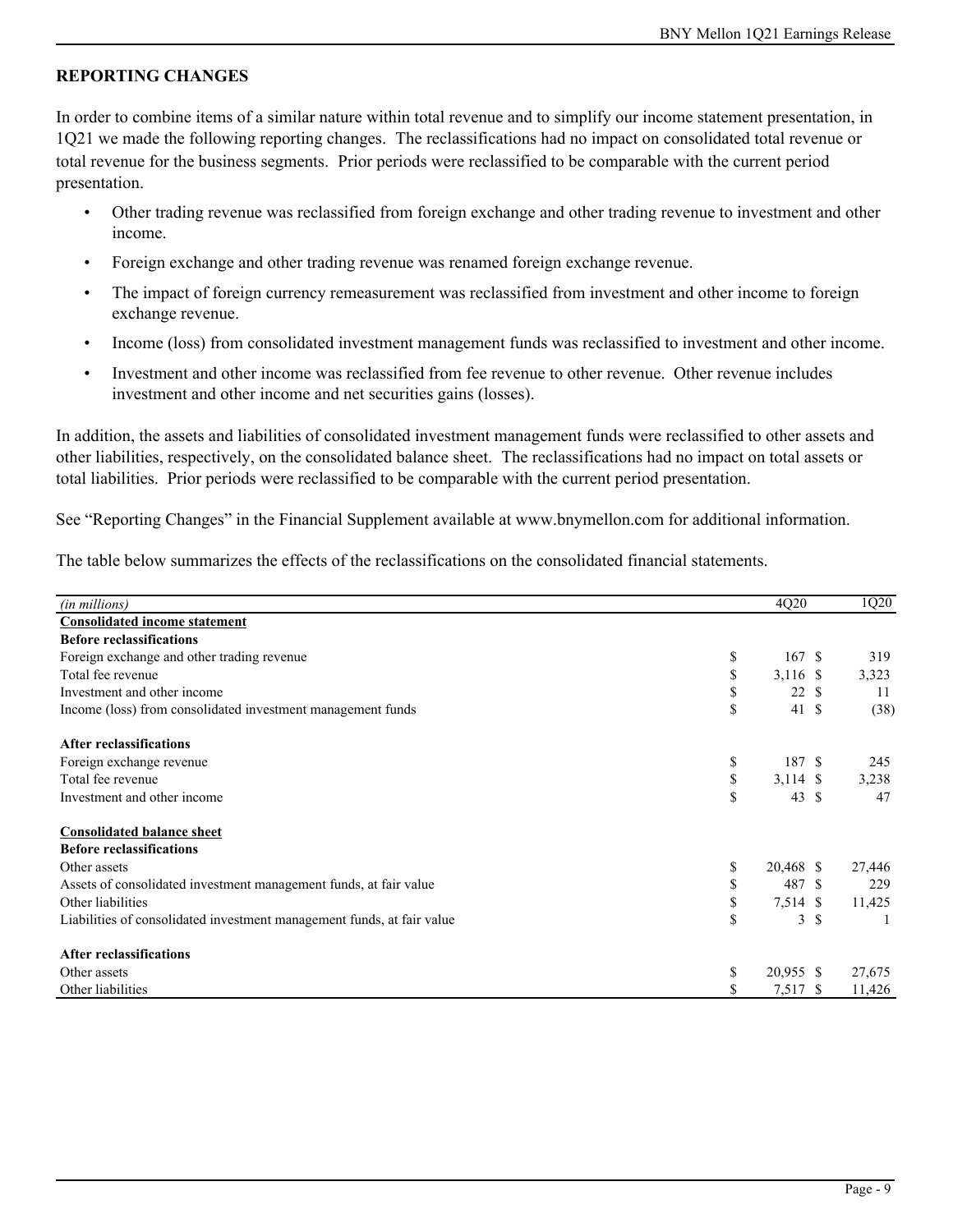## REPORTING CHANGES

In order to combine items of a similar nature within total revenue and to simplify our income statement presentation, in 1Q21 we made the following reporting changes. The reclassifications had no impact on consolidated total revenue or total revenue for the business segments. Prior periods were reclassified to be comparable with the current period presentation.

- Other trading revenue was reclassified from foreign exchange and other trading revenue to investment and other income.
- Foreign exchange and other trading revenue was renamed foreign exchange revenue.
- The impact of foreign currency remeasurement was reclassified from investment and other income to foreign exchange revenue.
- Income (loss) from consolidated investment management funds was reclassified to investment and other income.
- Investment and other income was reclassified from fee revenue to other revenue. Other revenue includes investment and other income and net securities gains (losses).

In addition, the assets and liabilities of consolidated investment management funds were reclassified to other assets and other liabilities, respectively, on the consolidated balance sheet. The reclassifications had no impact on total assets or total liabilities. Prior periods were reclassified to be comparable with the current period presentation.

See "Reporting Changes" in the Financial Supplement available at www.bnymellon.com for additional information.

The table below summarizes the effects of the reclassifications on the consolidated financial statements.

| *(in millions)* | 4Q20 | 1Q20 |
|---|---|---|
| **Consolidated income statement** | | |
| **Before reclassifications** | | |
| Foreign exchange and other trading revenue | $ 167 | $ 319 |
| Total fee revenue | $ 3,116 | $ 3,323 |
| Investment and other income | $ 22 | $ 11 |
| Income (loss) from consolidated investment management funds | $ 41 | $ (38) |
| **After reclassifications** | | |
| Foreign exchange revenue | $ 187 | $ 245 |
| Total fee revenue | $ 3,114 | $ 3,238 |
| Investment and other income | $ 43 | $ 47 |
| **Consolidated balance sheet** | | |
| **Before reclassifications** | | |
| Other assets | $ 20,468 | $ 27,446 |
| Assets of consolidated investment management funds, at fair value | $ 487 | $ 229 |
| Other liabilities | $ 7,514 | $ 11,425 |
| Liabilities of consolidated investment management funds, at fair value | $ 3 | $ 1 |
| **After reclassifications** | | |
| Other assets | $ 20,955 | $ 27,675 |
| Other liabilities | $ 7,517 | $ 11,426 |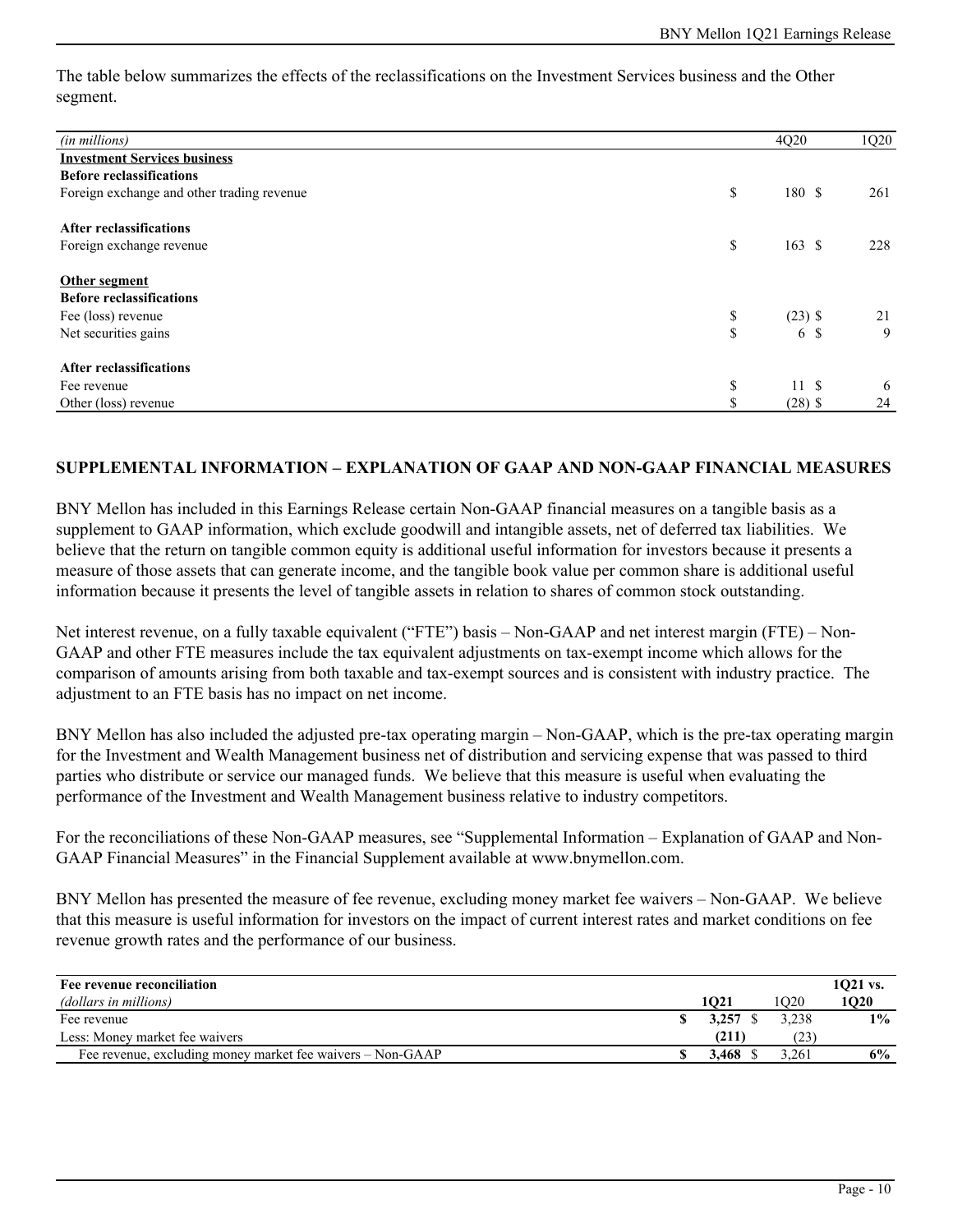The table below summarizes the effects of the reclassifications on the Investment Services business and the Other segment.

| *(in millions)* | 4Q20 | 1Q20 |
|---|---|---|
| **Investment Services business** | | |
| **Before reclassifications** | | |
| Foreign exchange and other trading revenue | $ 180 | $ 261 |
| **After reclassifications** | | |
| Foreign exchange revenue | $ 163 | $ 228 |
| **Other segment** | | |
| **Before reclassifications** | | |
| Fee (loss) revenue | $ (23) | $ 21 |
| Net securities gains | $ 6 | $ 9 |
| **After reclassifications** | | |
| Fee revenue | $ 11 | $ 6 |
| Other (loss) revenue | $ (28) | $ 24 |

## SUPPLEMENTAL INFORMATION – EXPLANATION OF GAAP AND NON-GAAP FINANCIAL MEASURES

BNY Mellon has included in this Earnings Release certain Non-GAAP financial measures on a tangible basis as a supplement to GAAP information, which exclude goodwill and intangible assets, net of deferred tax liabilities. We believe that the return on tangible common equity is additional useful information for investors because it presents a measure of those assets that can generate income, and the tangible book value per common share is additional useful information because it presents the level of tangible assets in relation to shares of common stock outstanding.

Net interest revenue, on a fully taxable equivalent ("FTE") basis – Non-GAAP and net interest margin (FTE) – Non-GAAP and other FTE measures include the tax equivalent adjustments on tax-exempt income which allows for the comparison of amounts arising from both taxable and tax-exempt sources and is consistent with industry practice. The adjustment to an FTE basis has no impact on net income.

BNY Mellon has also included the adjusted pre-tax operating margin – Non-GAAP, which is the pre-tax operating margin for the Investment and Wealth Management business net of distribution and servicing expense that was passed to third parties who distribute or service our managed funds. We believe that this measure is useful when evaluating the performance of the Investment and Wealth Management business relative to industry competitors.

For the reconciliations of these Non-GAAP measures, see "Supplemental Information – Explanation of GAAP and Non-GAAP Financial Measures" in the Financial Supplement available at www.bnymellon.com.

BNY Mellon has presented the measure of fee revenue, excluding money market fee waivers – Non-GAAP. We believe that this measure is useful information for investors on the impact of current interest rates and market conditions on fee revenue growth rates and the performance of our business.

| **Fee revenue reconciliation** *(dollars in millions)* | **1Q21** | 1Q20 | **1Q21 vs. 1Q20** |
|---|---|---|---|
| Fee revenue | **$ 3,257** | $ 3,238 | **1%** |
| Less: Money market fee waivers | **(211)** | (23) | |
| Fee revenue, excluding money market fee waivers – Non-GAAP | **$ 3,468** | $ 3,261 | **6%** |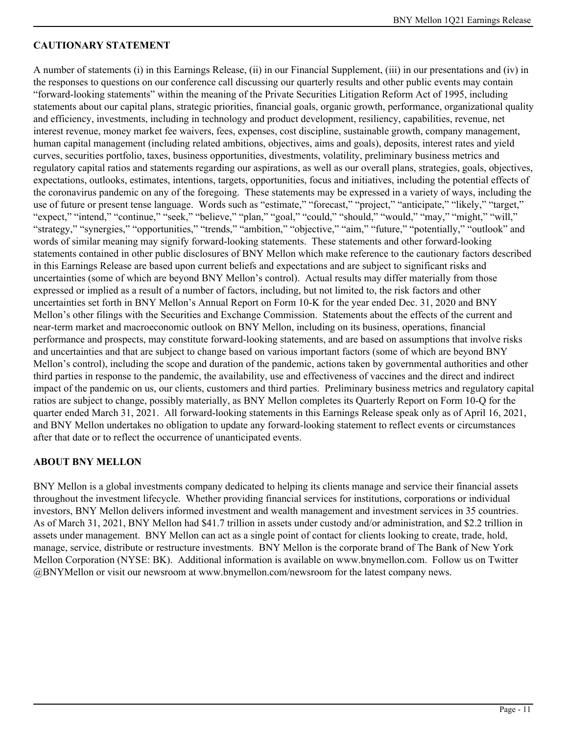## CAUTIONARY STATEMENT

A number of statements (i) in this Earnings Release, (ii) in our Financial Supplement, (iii) in our presentations and (iv) in the responses to questions on our conference call discussing our quarterly results and other public events may contain "forward-looking statements" within the meaning of the Private Securities Litigation Reform Act of 1995, including statements about our capital plans, strategic priorities, financial goals, organic growth, performance, organizational quality and efficiency, investments, including in technology and product development, resiliency, capabilities, revenue, net interest revenue, money market fee waivers, fees, expenses, cost discipline, sustainable growth, company management, human capital management (including related ambitions, objectives, aims and goals), deposits, interest rates and yield curves, securities portfolio, taxes, business opportunities, divestments, volatility, preliminary business metrics and regulatory capital ratios and statements regarding our aspirations, as well as our overall plans, strategies, goals, objectives, expectations, outlooks, estimates, intentions, targets, opportunities, focus and initiatives, including the potential effects of the coronavirus pandemic on any of the foregoing. These statements may be expressed in a variety of ways, including the use of future or present tense language. Words such as "estimate," "forecast," "project," "anticipate," "likely," "target," "expect," "intend," "continue," "seek," "believe," "plan," "goal," "could," "should," "would," "may," "might," "will," "strategy," "synergies," "opportunities," "trends," "ambition," "objective," "aim," "future," "potentially," "outlook" and words of similar meaning may signify forward-looking statements. These statements and other forward-looking statements contained in other public disclosures of BNY Mellon which make reference to the cautionary factors described in this Earnings Release are based upon current beliefs and expectations and are subject to significant risks and uncertainties (some of which are beyond BNY Mellon's control). Actual results may differ materially from those expressed or implied as a result of a number of factors, including, but not limited to, the risk factors and other uncertainties set forth in BNY Mellon's Annual Report on Form 10-K for the year ended Dec. 31, 2020 and BNY Mellon's other filings with the Securities and Exchange Commission. Statements about the effects of the current and near-term market and macroeconomic outlook on BNY Mellon, including on its business, operations, financial performance and prospects, may constitute forward-looking statements, and are based on assumptions that involve risks and uncertainties and that are subject to change based on various important factors (some of which are beyond BNY Mellon's control), including the scope and duration of the pandemic, actions taken by governmental authorities and other third parties in response to the pandemic, the availability, use and effectiveness of vaccines and the direct and indirect impact of the pandemic on us, our clients, customers and third parties. Preliminary business metrics and regulatory capital ratios are subject to change, possibly materially, as BNY Mellon completes its Quarterly Report on Form 10-Q for the quarter ended March 31, 2021. All forward-looking statements in this Earnings Release speak only as of April 16, 2021, and BNY Mellon undertakes no obligation to update any forward-looking statement to reflect events or circumstances after that date or to reflect the occurrence of unanticipated events.

## ABOUT BNY MELLON

BNY Mellon is a global investments company dedicated to helping its clients manage and service their financial assets throughout the investment lifecycle. Whether providing financial services for institutions, corporations or individual investors, BNY Mellon delivers informed investment and wealth management and investment services in 35 countries. As of March 31, 2021, BNY Mellon had $41.7 trillion in assets under custody and/or administration, and $2.2 trillion in assets under management. BNY Mellon can act as a single point of contact for clients looking to create, trade, hold, manage, service, distribute or restructure investments. BNY Mellon is the corporate brand of The Bank of New York Mellon Corporation (NYSE: BK). Additional information is available on www.bnymellon.com. Follow us on Twitter @BNYMellon or visit our newsroom at www.bnymellon.com/newsroom for the latest company news.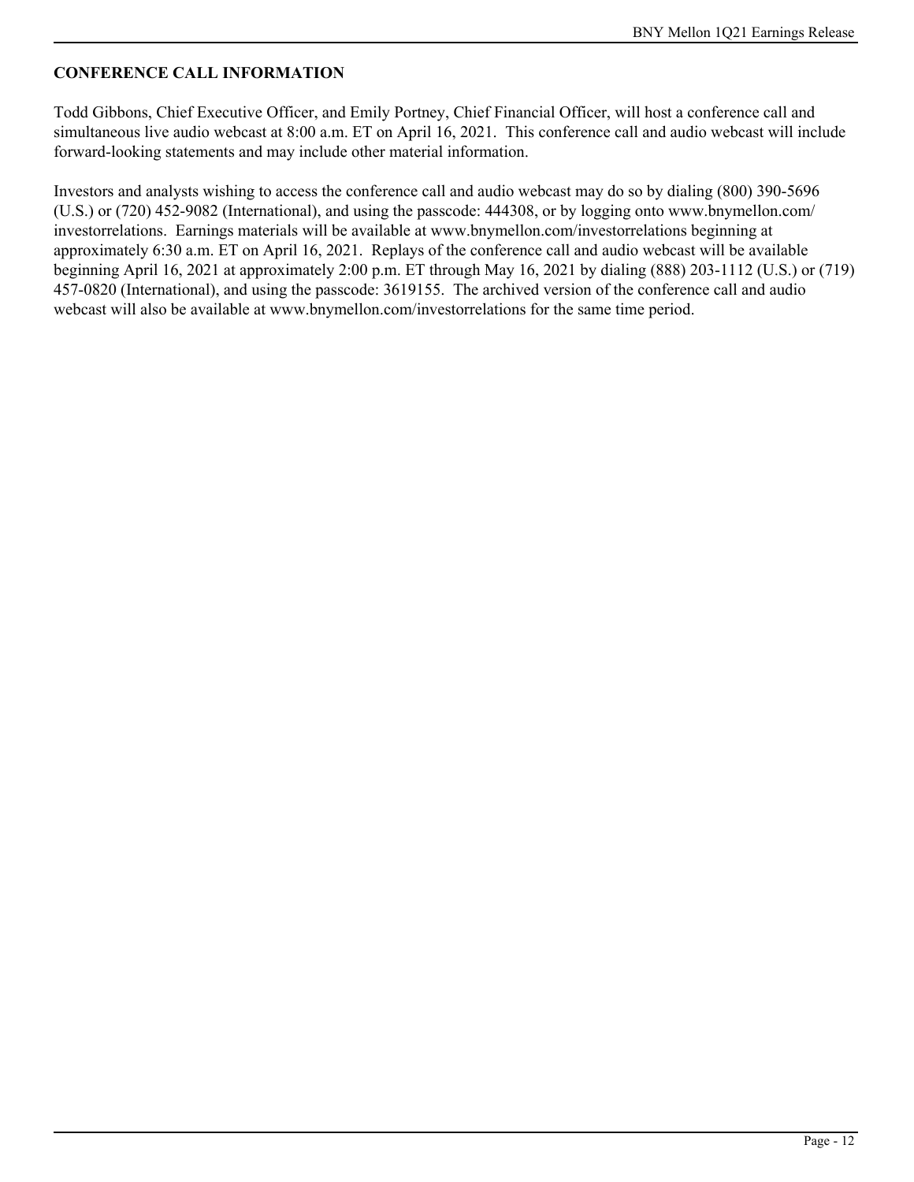## CONFERENCE CALL INFORMATION

Todd Gibbons, Chief Executive Officer, and Emily Portney, Chief Financial Officer, will host a conference call and simultaneous live audio webcast at 8:00 a.m. ET on April 16, 2021. This conference call and audio webcast will include forward-looking statements and may include other material information.

Investors and analysts wishing to access the conference call and audio webcast may do so by dialing (800) 390-5696 (U.S.) or (720) 452-9082 (International), and using the passcode: 444308, or by logging onto www.bnymellon.com/investorrelations. Earnings materials will be available at www.bnymellon.com/investorrelations beginning at approximately 6:30 a.m. ET on April 16, 2021. Replays of the conference call and audio webcast will be available beginning April 16, 2021 at approximately 2:00 p.m. ET through May 16, 2021 by dialing (888) 203-1112 (U.S.) or (719) 457-0820 (International), and using the passcode: 3619155. The archived version of the conference call and audio webcast will also be available at www.bnymellon.com/investorrelations for the same time period.